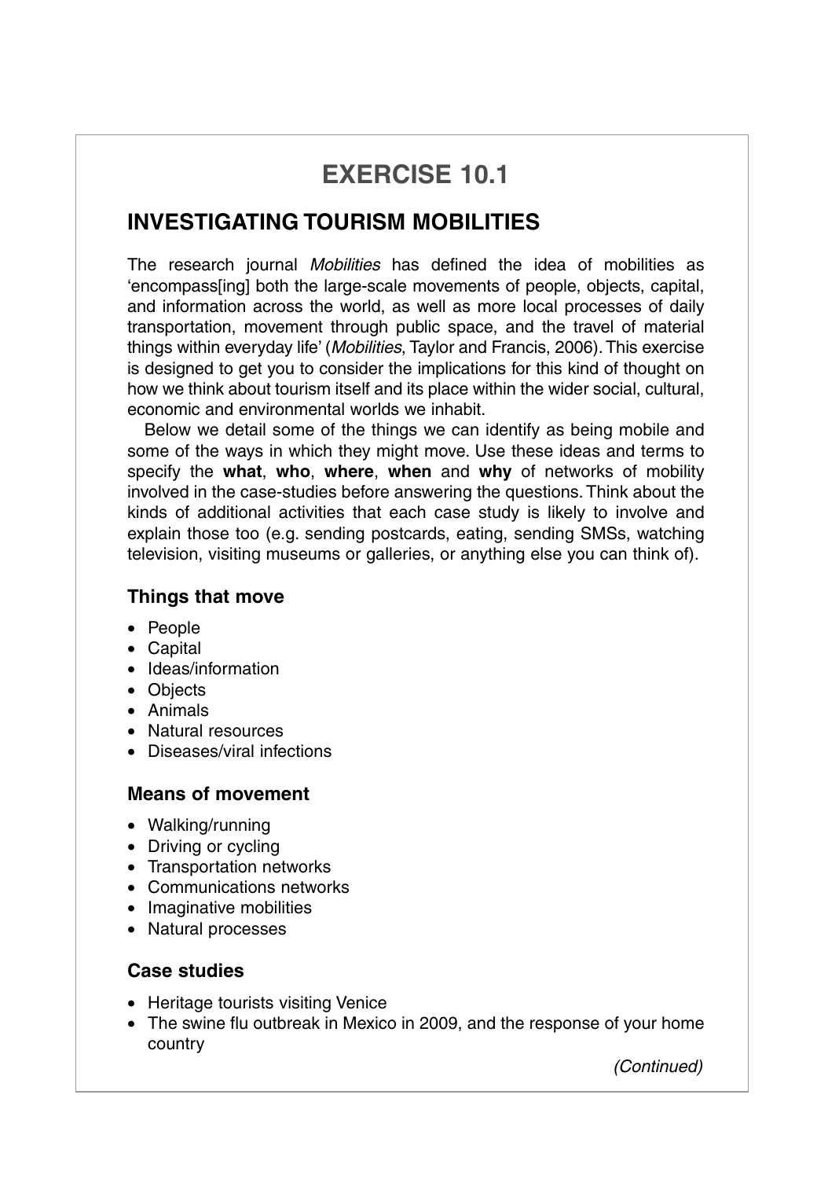## EXERCISE 10.1

### INVESTIGATING TOURISM MOBILITIES

The research journal *Mobilities* has defined the idea of mobilities as 'encompass[ing] both the large-scale movements of people, objects, capital, and information across the world, as well as more local processes of daily transportation, movement through public space, and the travel of material things within everyday life' (*Mobilities*, Taylor and Francis, 2006). This exercise is designed to get you to consider the implications for this kind of thought on how we think about tourism itself and its place within the wider social, cultural, economic and environmental worlds we inhabit.

Below we detail some of the things we can identify as being mobile and some of the ways in which they might move. Use these ideas and terms to specify the **what**, **who**, **where**, **when** and **why** of networks of mobility involved in the case-studies before answering the questions. Think about the kinds of additional activities that each case study is likely to involve and explain those too (e.g. sending postcards, eating, sending SMSs, watching television, visiting museums or galleries, or anything else you can think of).

#### Things that move

- People
- Capital
- Ideas/information
- Objects
- Animals
- Natural resources
- Diseases/viral infections

#### Means of movement

- Walking/running
- Driving or cycling
- Transportation networks
- Communications networks
- Imaginative mobilities
- Natural processes

#### Case studies

- Heritage tourists visiting Venice
- The swine flu outbreak in Mexico in 2009, and the response of your home country

*(Continued)*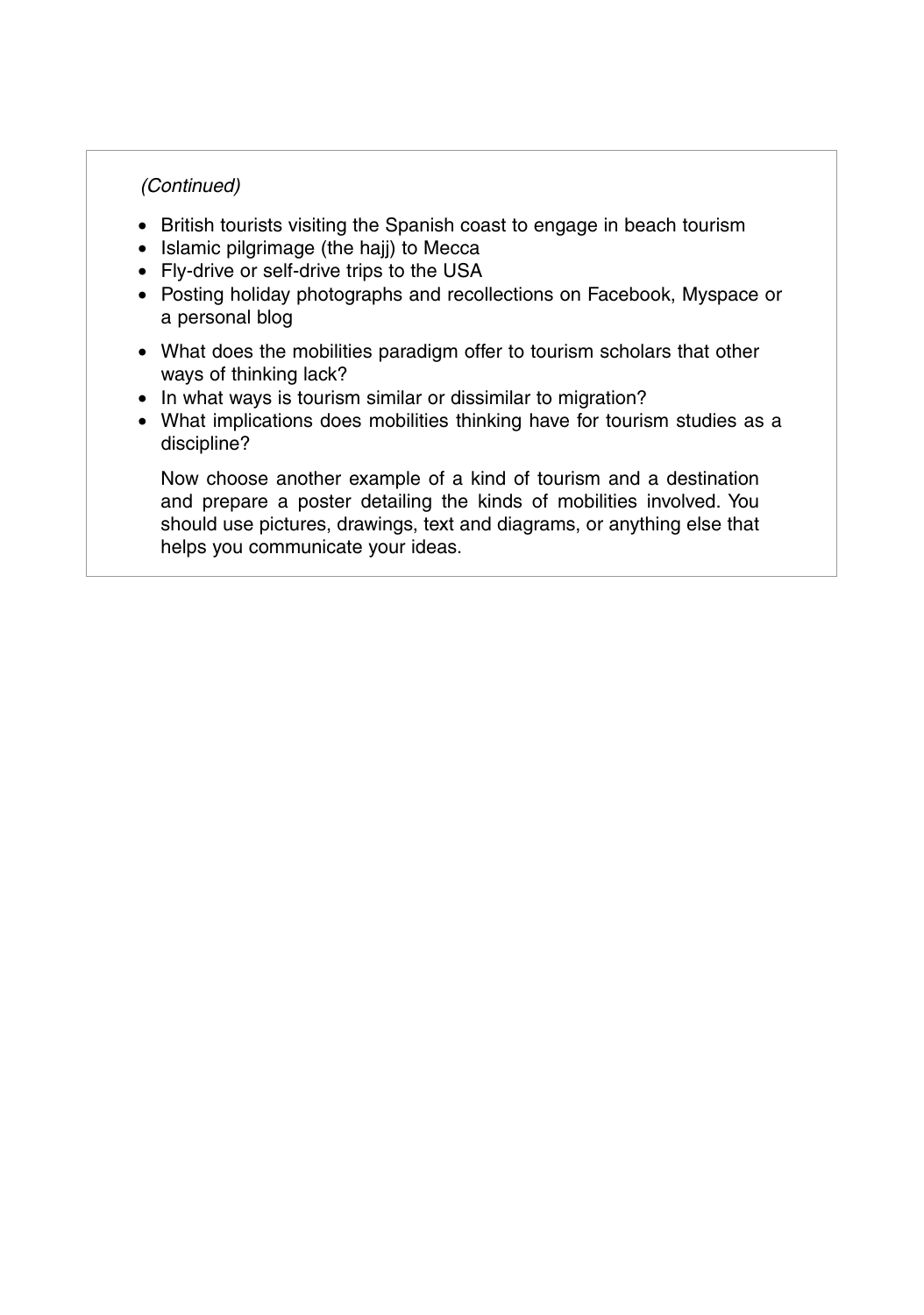*(Continued)*

- British tourists visiting the Spanish coast to engage in beach tourism
- Islamic pilgrimage (the hajj) to Mecca
- Fly-drive or self-drive trips to the USA
- Posting holiday photographs and recollections on Facebook, Myspace or a personal blog

- What does the mobilities paradigm offer to tourism scholars that other ways of thinking lack?
- In what ways is tourism similar or dissimilar to migration?
- What implications does mobilities thinking have for tourism studies as a discipline?

Now choose another example of a kind of tourism and a destination and prepare a poster detailing the kinds of mobilities involved. You should use pictures, drawings, text and diagrams, or anything else that helps you communicate your ideas.